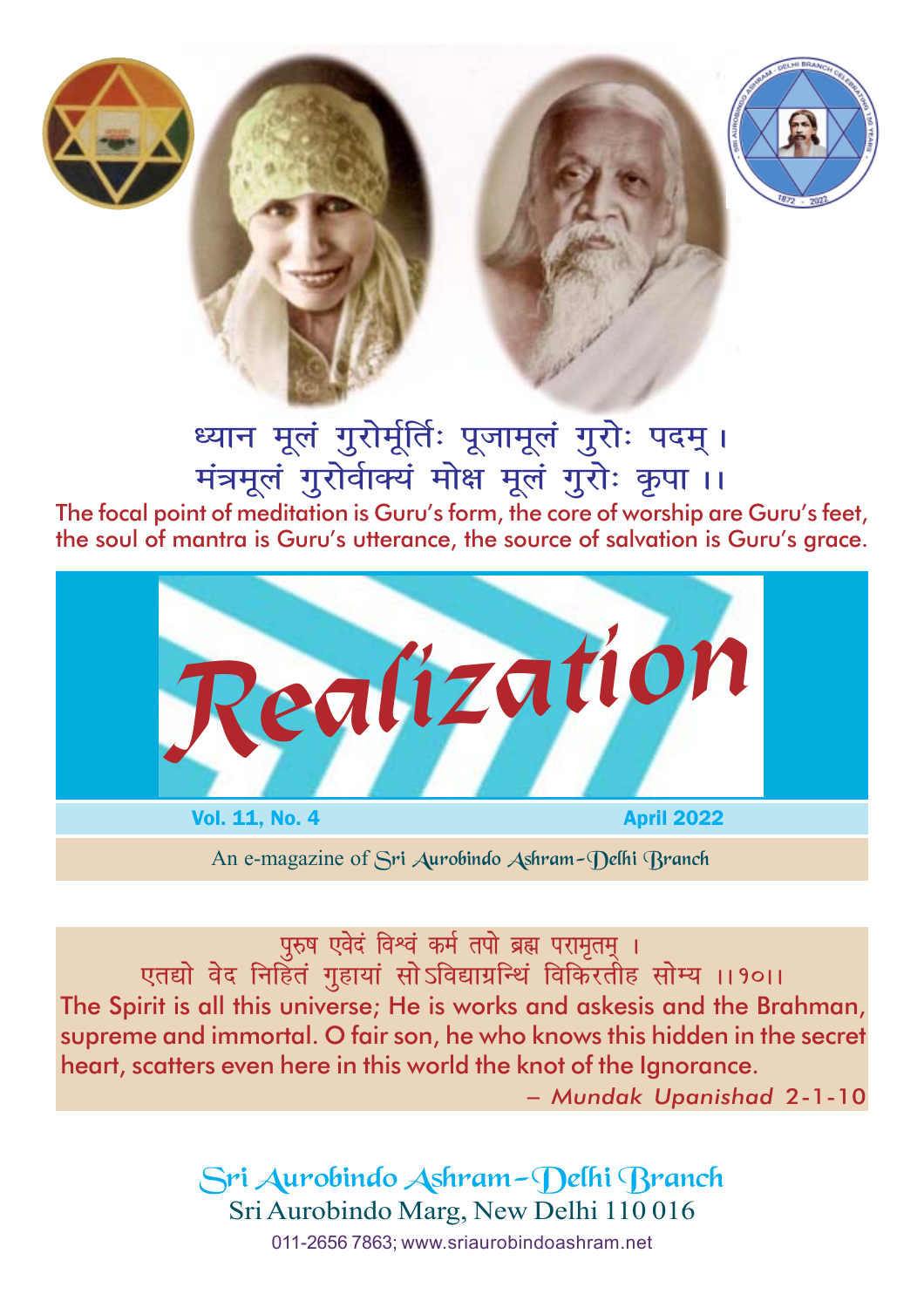ध्यान मूलं गुरोर्मूर्तिः पूजामूलं गुरोः पदम् ।
मंत्रमूलं गुरोर्वाक्यं मोक्ष मूलं गुरोः कृपा ।।

The focal point of meditation is Guru's form, the core of worship are Guru's feet, the soul of mantra is Guru's utterance, the source of salvation is Guru's grace.

# Realization

**Vol. 11, No. 4** **April 2022**

An e-magazine of Sri Aurobindo Ashram-Delhi Branch

पुरुष एवेदं विश्वं कर्म तपो ब्रह्म परामृतम् ।
एतद्यो वेद निहितं गुहायां सोऽविद्याग्रन्थिं विकिरतीह सोम्य ।।१०।।

The Spirit is all this universe; He is works and askesis and the Brahman, supreme and immortal. O fair son, he who knows this hidden in the secret heart, scatters even here in this world the knot of the Ignorance.

– *Mundak Upanishad* 2-1-10

Sri Aurobindo Ashram-Delhi Branch
Sri Aurobindo Marg, New Delhi 110 016
011-2656 7863; www.sriaurobindoashram.net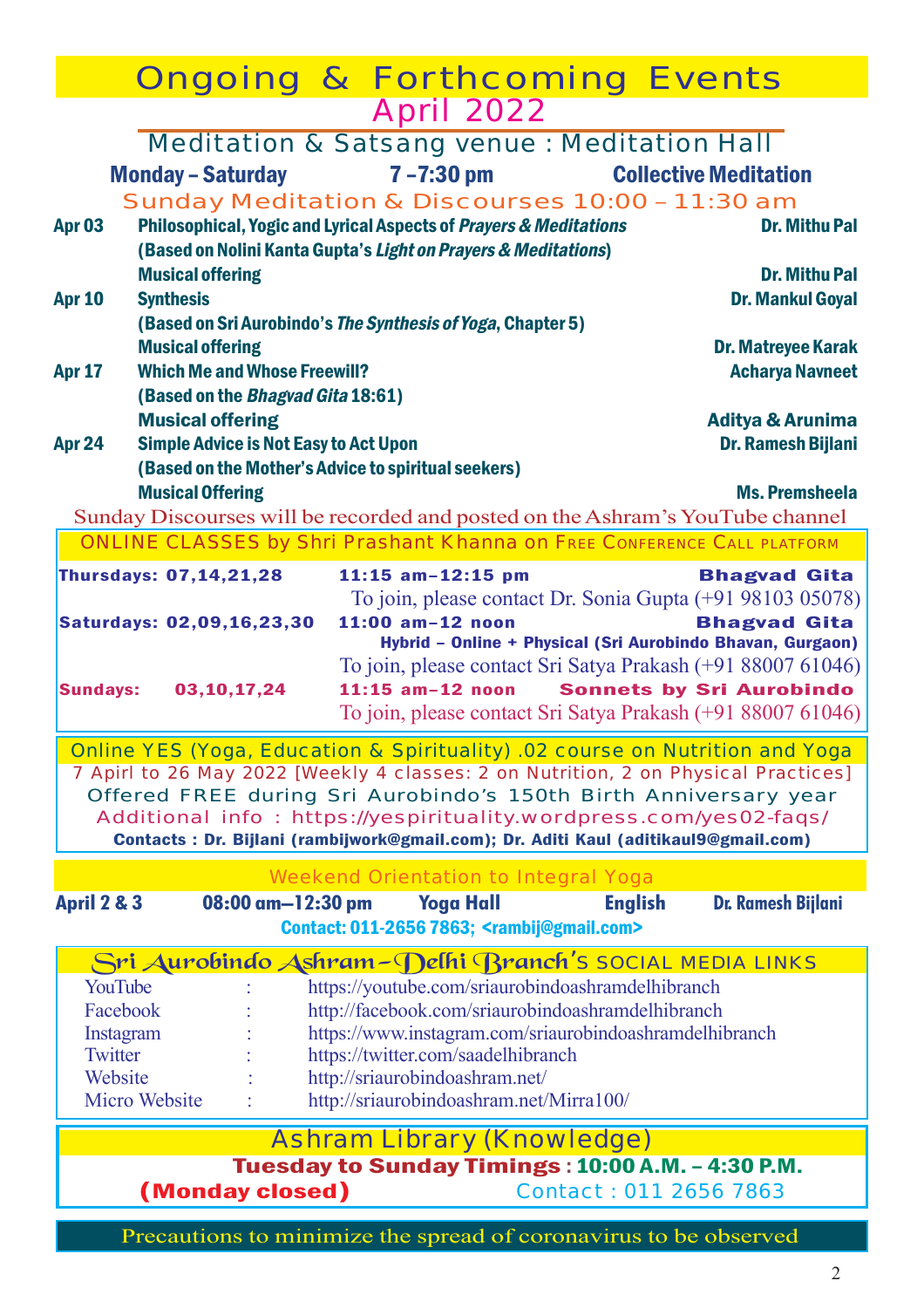# Ongoing & Forthcoming Events

## April 2022

### Meditation & Satsang venue : Meditation Hall

**Monday – Saturday** **7 –7:30 pm** **Collective Meditation**

### Sunday Meditation & Discourses 10:00 – 11:30 am

| Date | Programme | Speaker |
|---|---|---|
| **Apr 03** | **Philosophical, Yogic and Lyrical Aspects of *Prayers & Meditations*** | **Dr. Mithu Pal** |
| | **(Based on Nolini Kanta Gupta's *Light on Prayers & Meditations*)** | |
| | **Musical offering** | **Dr. Mithu Pal** |
| **Apr 10** | **Synthesis** | **Dr. Mankul Goyal** |
| | **(Based on Sri Aurobindo's *The Synthesis of Yoga*, Chapter 5)** | |
| | **Musical offering** | **Dr. Matreyee Karak** |
| **Apr 17** | **Which Me and Whose Freewill?** | **Acharya Navneet** |
| | **(Based on the *Bhagvad Gita* 18:61)** | |
| | **Musical offering** | **Aditya & Arunima** |
| **Apr 24** | **Simple Advice is Not Easy to Act Upon** | **Dr. Ramesh Bijlani** |
| | **(Based on the Mother's Advice to spiritual seekers)** | |
| | **Musical Offering** | **Ms. Premsheela** |

Sunday Discourses will be recorded and posted on the Ashram's YouTube channel

### ONLINE CLASSES by Shri Prashant Khanna on FREE CONFERENCE CALL PLATFORM

**Thursdays: 07,14,21,28** — **11:15 am–12:15 pm** — **Bhagvad Gita**
To join, please contact Dr. Sonia Gupta (+91 98103 05078)

**Saturdays: 02,09,16,23,30** — **11:00 am–12 noon** — **Bhagvad Gita**
**Hybrid – Online + Physical (Sri Aurobindo Bhavan, Gurgaon)**
To join, please contact Sri Satya Prakash (+91 88007 61046)

**Sundays: 03,10,17,24** — **11:15 am–12 noon** — **Sonnets by Sri Aurobindo**
To join, please contact Sri Satya Prakash (+91 88007 61046)

### Online YES (Yoga, Education & Spirituality) .02 course on Nutrition and Yoga

7 Apirl to 26 May 2022 [Weekly 4 classes: 2 on Nutrition, 2 on Physical Practices]

Offered FREE during Sri Aurobindo's 150th Birth Anniversary year

Additional info : https://yespirituality.wordpress.com/yes02-faqs/

**Contacts : Dr. Bijlani (rambijwork@gmail.com); Dr. Aditi Kaul (aditikaul9@gmail.com)**

### Weekend Orientation to Integral Yoga

**April 2 & 3** — **08:00 am—12:30 pm** — **Yoga Hall** — **English** — **Dr. Ramesh Bijlani**

**Contact: 011-2656 7863; <rambij@gmail.com>**

### Sri Aurobindo Ashram – Delhi Branch's SOCIAL MEDIA LINKS

| | | |
|---|---|---|
| YouTube | : | https://youtube.com/sriaurobindoashramdelhibranch |
| Facebook | : | http://facebook.com/sriaurobindoashramdelhibranch |
| Instagram | : | https://www.instagram.com/sriaurobindoashramdelhibranch |
| Twitter | : | https://twitter.com/saadelhibranch |
| Website | : | http://sriaurobindoashram.net/ |
| Micro Website | : | http://sriaurobindoashram.net/Mirra100/ |

### Ashram Library (Knowledge)

**Tuesday to Sunday Timings : 10:00 A.M. – 4:30 P.M.**

**(Monday closed)** Contact : 011 2656 7863

Precautions to minimize the spread of coronavirus to be observed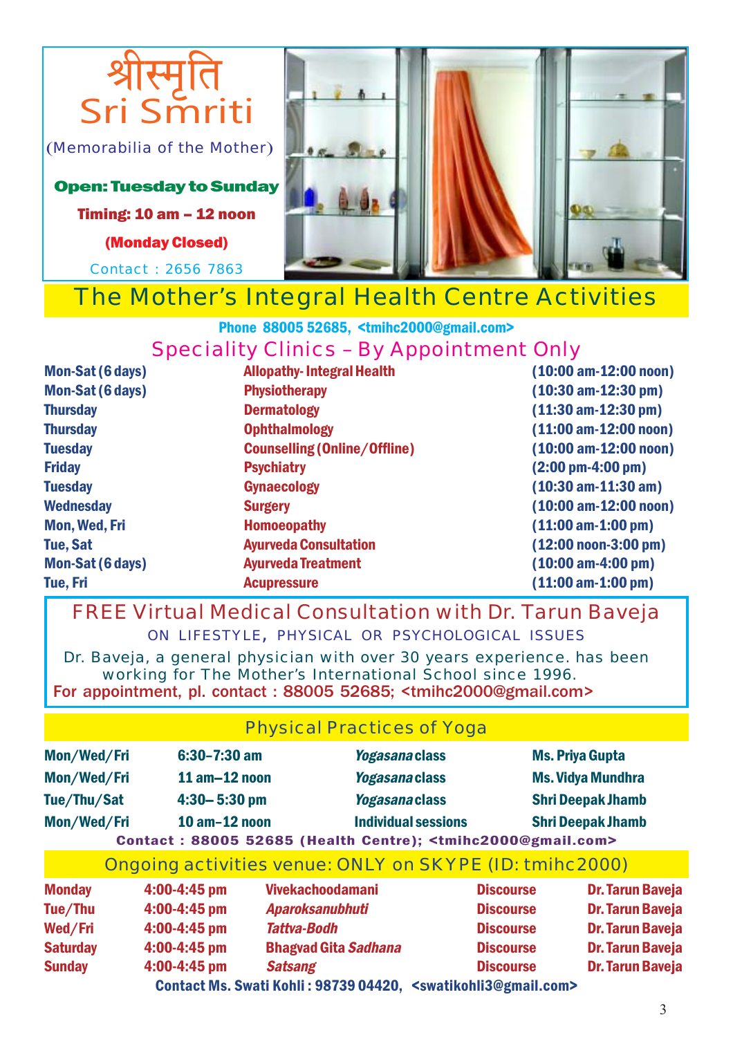# श्रीस्मृति
# Sri Smriti

(Memorabilia of the Mother)

**Open: Tuesday to Sunday**

**Timing: 10 am – 12 noon**

**(Monday Closed)**

Contact : 2656 7863

## The Mother's Integral Health Centre Activities

**Phone 88005 52685, <tmihc2000@gmail.com>**

### Speciality Clinics – By Appointment Only

| | | |
|---|---|---|
| Mon-Sat (6 days) | Allopathy- Integral Health | (10:00 am-12:00 noon) |
| Mon-Sat (6 days) | Physiotherapy | (10:30 am-12:30 pm) |
| Thursday | Dermatology | (11:30 am-12:30 pm) |
| Thursday | Ophthalmology | (11:00 am-12:00 noon) |
| Tuesday | Counselling (Online/Offline) | (10:00 am-12:00 noon) |
| Friday | Psychiatry | (2:00 pm-4:00 pm) |
| Tuesday | Gynaecology | (10:30 am-11:30 am) |
| Wednesday | Surgery | (10:00 am-12:00 noon) |
| Mon, Wed, Fri | Homoeopathy | (11:00 am-1:00 pm) |
| Tue, Sat | Ayurveda Consultation | (12:00 noon-3:00 pm) |
| Mon-Sat (6 days) | Ayurveda Treatment | (10:00 am-4:00 pm) |
| Tue, Fri | Acupressure | (11:00 am-1:00 pm) |

### FREE Virtual Medical Consultation with Dr. Tarun Baveja

ON LIFESTYLE, PHYSICAL OR PSYCHOLOGICAL ISSUES

Dr. Baveja, a general physician with over 30 years experience. has been working for The Mother's International School since 1996.

**For appointment, pl. contact : 88005 52685; <tmihc2000@gmail.com>**

### Physical Practices of Yoga

| | | | |
|---|---|---|---|
| Mon/Wed/Fri | 6:30–7:30 am | *Yogasana* class | Ms. Priya Gupta |
| Mon/Wed/Fri | 11 am–12 noon | *Yogasana* class | Ms. Vidya Mundhra |
| Tue/Thu/Sat | 4:30– 5:30 pm | *Yogasana* class | Shri Deepak Jhamb |
| Mon/Wed/Fri | 10 am–12 noon | Individual sessions | Shri Deepak Jhamb |

**Contact : 88005 52685 (Health Centre); <tmihc2000@gmail.com>**

### Ongoing activities venue: ONLY on SKYPE (ID: tmihc2000)

| | | | | |
|---|---|---|---|---|
| Monday | 4:00-4:45 pm | Vivekachoodamani | Discourse | Dr. Tarun Baveja |
| Tue/Thu | 4:00-4:45 pm | *Aparoksanubhuti* | Discourse | Dr. Tarun Baveja |
| Wed/Fri | 4:00-4:45 pm | *Tattva-Bodh* | Discourse | Dr. Tarun Baveja |
| Saturday | 4:00-4:45 pm | Bhagvad Gita *Sadhana* | Discourse | Dr. Tarun Baveja |
| Sunday | 4:00-4:45 pm | *Satsang* | Discourse | Dr. Tarun Baveja |

**Contact Ms. Swati Kohli : 98739 04420, <swatikohli3@gmail.com>**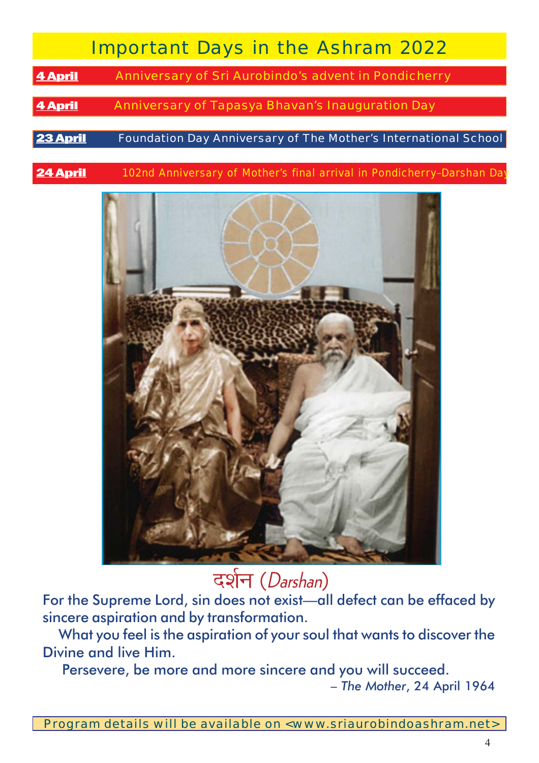# Important Days in the Ashram 2022

**4 April** Anniversary of Sri Aurobindo's advent in Pondicherry

**4 April** Anniversary of Tapasya Bhavan's Inauguration Day

**23 April** Foundation Day Anniversary of The Mother's International School

**24 April** 102nd Anniversary of Mother's final arrival in Pondicherry–Darshan Day

दर्शन (*Darshan*)

For the Supreme Lord, sin does not exist—all defect can be effaced by sincere aspiration and by transformation.

What you feel is the aspiration of your soul that wants to discover the Divine and live Him.

Persevere, be more and more sincere and you will succeed.

– *The Mother*, 24 April 1964

Program details will be available on <www.sriaurobindoashram.net>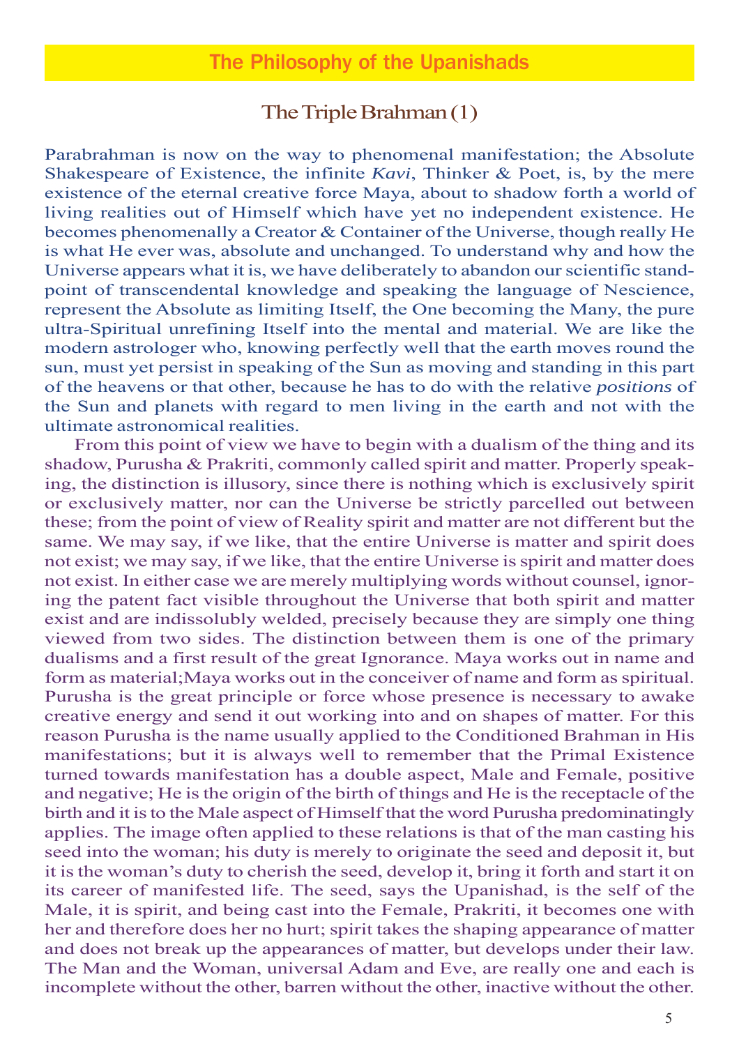## The Philosophy of the Upanishads

### The Triple Brahman (1)

Parabrahman is now on the way to phenomenal manifestation; the Absolute Shakespeare of Existence, the infinite *Kavi*, Thinker & Poet, is, by the mere existence of the eternal creative force Maya, about to shadow forth a world of living realities out of Himself which have yet no independent existence. He becomes phenomenally a Creator & Container of the Universe, though really He is what He ever was, absolute and unchanged. To understand why and how the Universe appears what it is, we have deliberately to abandon our scientific standpoint of transcendental knowledge and speaking the language of Nescience, represent the Absolute as limiting Itself, the One becoming the Many, the pure ultra-Spiritual unrefining Itself into the mental and material. We are like the modern astrologer who, knowing perfectly well that the earth moves round the sun, must yet persist in speaking of the Sun as moving and standing in this part of the heavens or that other, because he has to do with the relative *positions* of the Sun and planets with regard to men living in the earth and not with the ultimate astronomical realities.

From this point of view we have to begin with a dualism of the thing and its shadow, Purusha & Prakriti, commonly called spirit and matter. Properly speaking, the distinction is illusory, since there is nothing which is exclusively spirit or exclusively matter, nor can the Universe be strictly parcelled out between these; from the point of view of Reality spirit and matter are not different but the same. We may say, if we like, that the entire Universe is matter and spirit does not exist; we may say, if we like, that the entire Universe is spirit and matter does not exist. In either case we are merely multiplying words without counsel, ignoring the patent fact visible throughout the Universe that both spirit and matter exist and are indissolubly welded, precisely because they are simply one thing viewed from two sides. The distinction between them is one of the primary dualisms and a first result of the great Ignorance. Maya works out in name and form as material;Maya works out in the conceiver of name and form as spiritual. Purusha is the great principle or force whose presence is necessary to awake creative energy and send it out working into and on shapes of matter. For this reason Purusha is the name usually applied to the Conditioned Brahman in His manifestations; but it is always well to remember that the Primal Existence turned towards manifestation has a double aspect, Male and Female, positive and negative; He is the origin of the birth of things and He is the receptacle of the birth and it is to the Male aspect of Himself that the word Purusha predominatingly applies. The image often applied to these relations is that of the man casting his seed into the woman; his duty is merely to originate the seed and deposit it, but it is the woman's duty to cherish the seed, develop it, bring it forth and start it on its career of manifested life. The seed, says the Upanishad, is the self of the Male, it is spirit, and being cast into the Female, Prakriti, it becomes one with her and therefore does her no hurt; spirit takes the shaping appearance of matter and does not break up the appearances of matter, but develops under their law. The Man and the Woman, universal Adam and Eve, are really one and each is incomplete without the other, barren without the other, inactive without the other.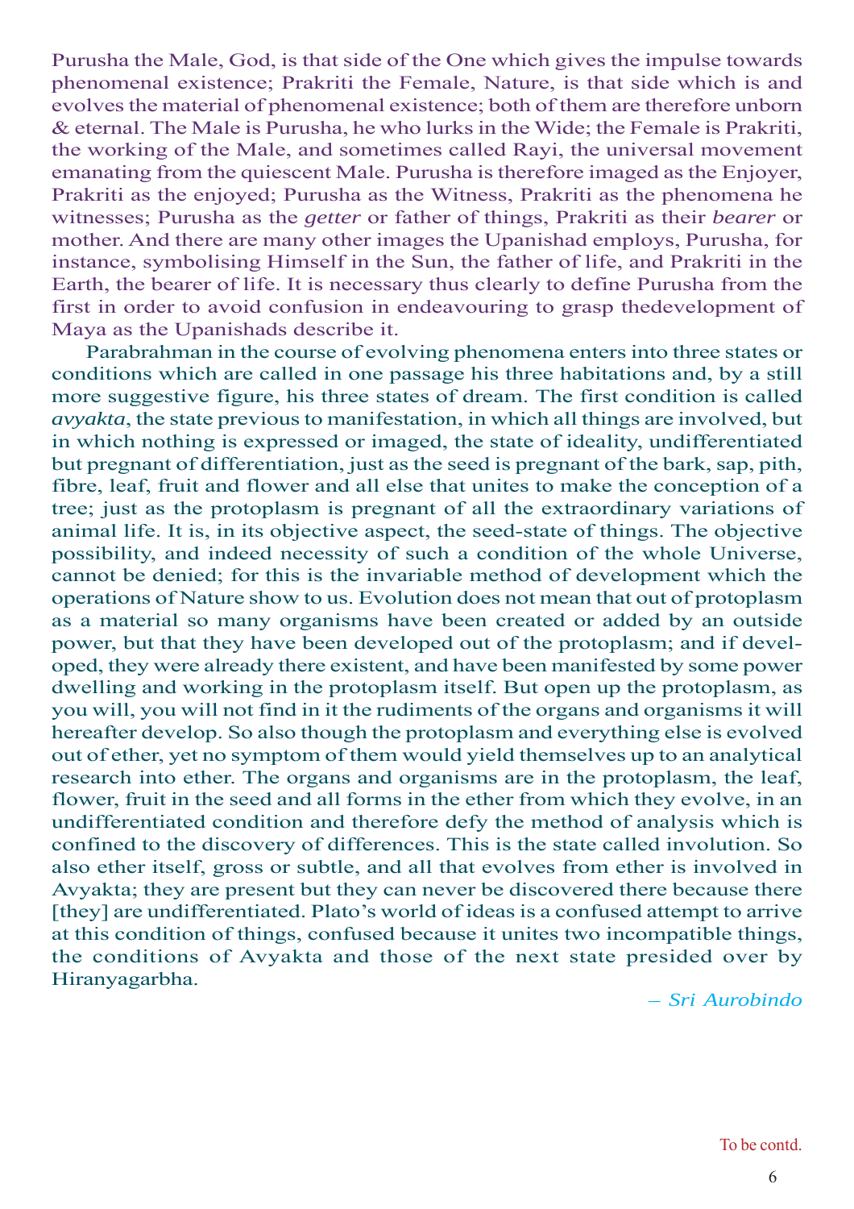Purusha the Male, God, is that side of the One which gives the impulse towards phenomenal existence; Prakriti the Female, Nature, is that side which is and evolves the material of phenomenal existence; both of them are therefore unborn & eternal. The Male is Purusha, he who lurks in the Wide; the Female is Prakriti, the working of the Male, and sometimes called Rayi, the universal movement emanating from the quiescent Male. Purusha is therefore imaged as the Enjoyer, Prakriti as the enjoyed; Purusha as the Witness, Prakriti as the phenomena he witnesses; Purusha as the *getter* or father of things, Prakriti as their *bearer* or mother. And there are many other images the Upanishad employs, Purusha, for instance, symbolising Himself in the Sun, the father of life, and Prakriti in the Earth, the bearer of life. It is necessary thus clearly to define Purusha from the first in order to avoid confusion in endeavouring to grasp thedevelopment of Maya as the Upanishads describe it.

Parabrahman in the course of evolving phenomena enters into three states or conditions which are called in one passage his three habitations and, by a still more suggestive figure, his three states of dream. The first condition is called *avyakta*, the state previous to manifestation, in which all things are involved, but in which nothing is expressed or imaged, the state of ideality, undifferentiated but pregnant of differentiation, just as the seed is pregnant of the bark, sap, pith, fibre, leaf, fruit and flower and all else that unites to make the conception of a tree; just as the protoplasm is pregnant of all the extraordinary variations of animal life. It is, in its objective aspect, the seed-state of things. The objective possibility, and indeed necessity of such a condition of the whole Universe, cannot be denied; for this is the invariable method of development which the operations of Nature show to us. Evolution does not mean that out of protoplasm as a material so many organisms have been created or added by an outside power, but that they have been developed out of the protoplasm; and if developed, they were already there existent, and have been manifested by some power dwelling and working in the protoplasm itself. But open up the protoplasm, as you will, you will not find in it the rudiments of the organs and organisms it will hereafter develop. So also though the protoplasm and everything else is evolved out of ether, yet no symptom of them would yield themselves up to an analytical research into ether. The organs and organisms are in the protoplasm, the leaf, flower, fruit in the seed and all forms in the ether from which they evolve, in an undifferentiated condition and therefore defy the method of analysis which is confined to the discovery of differences. This is the state called involution. So also ether itself, gross or subtle, and all that evolves from ether is involved in Avyakta; they are present but they can never be discovered there because there [they] are undifferentiated. Plato's world of ideas is a confused attempt to arrive at this condition of things, confused because it unites two incompatible things, the conditions of Avyakta and those of the next state presided over by Hiranyagarbha.

*– Sri Aurobindo*

To be contd.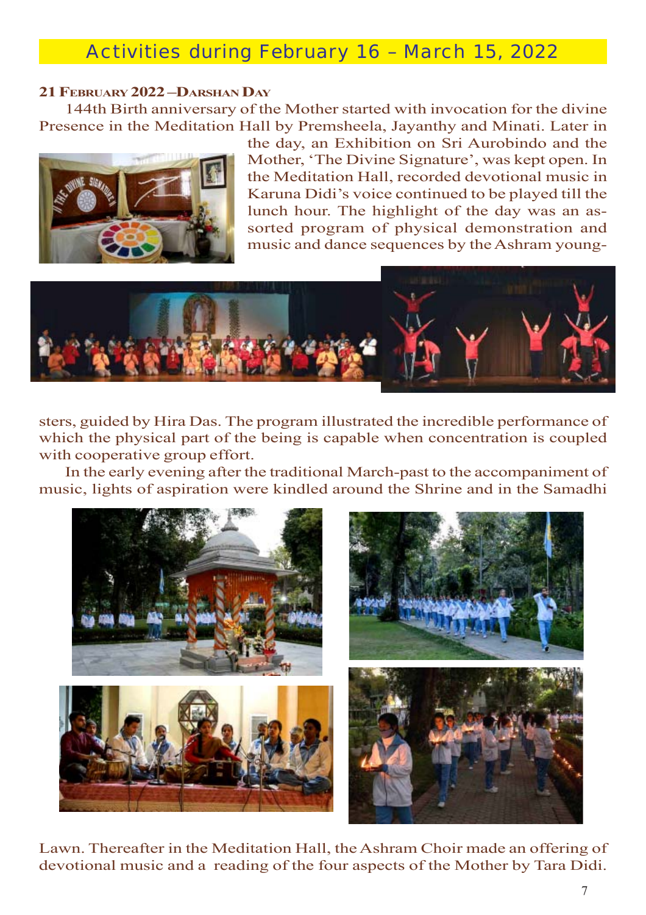# Activities during February 16 – March 15, 2022

### 21 February 2022 – Darshan Day

144th Birth anniversary of the Mother started with invocation for the divine Presence in the Meditation Hall by Premsheela, Jayanthy and Minati. Later in the day, an Exhibition on Sri Aurobindo and the Mother, 'The Divine Signature', was kept open. In the Meditation Hall, recorded devotional music in Karuna Didi's voice continued to be played till the lunch hour. The highlight of the day was an assorted program of physical demonstration and music and dance sequences by the Ashram youngsters, guided by Hira Das. The program illustrated the incredible performance of which the physical part of the being is capable when concentration is coupled with cooperative group effort.

In the early evening after the traditional March-past to the accompaniment of music, lights of aspiration were kindled around the Shrine and in the Samadhi Lawn. Thereafter in the Meditation Hall, the Ashram Choir made an offering of devotional music and a reading of the four aspects of the Mother by Tara Didi.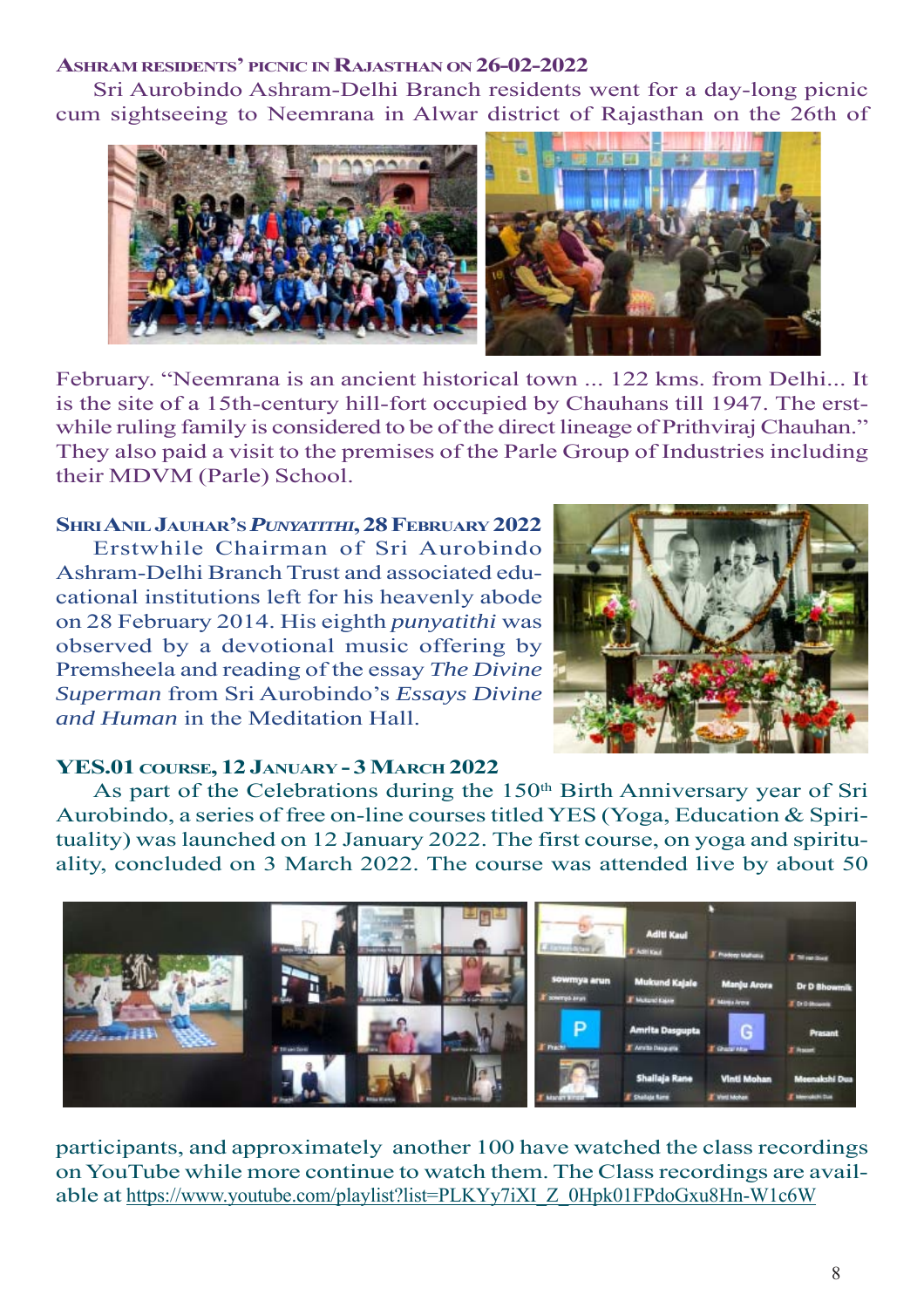### Ashram residents' picnic in Rajasthan on 26-02-2022

Sri Aurobindo Ashram-Delhi Branch residents went for a day-long picnic cum sightseeing to Neemrana in Alwar district of Rajasthan on the 26th of February. "Neemrana is an ancient historical town ... 122 kms. from Delhi... It is the site of a 15th-century hill-fort occupied by Chauhans till 1947. The erstwhile ruling family is considered to be of the direct lineage of Prithviraj Chauhan." They also paid a visit to the premises of the Parle Group of Industries including their MDVM (Parle) School.

### Shri Anil Jauhar's *Punyatithi*, 28 February 2022

Erstwhile Chairman of Sri Aurobindo Ashram-Delhi Branch Trust and associated educational institutions left for his heavenly abode on 28 February 2014. His eighth *punyatithi* was observed by a devotional music offering by Premsheela and reading of the essay *The Divine Superman* from Sri Aurobindo's *Essays Divine and Human* in the Meditation Hall.

### YES.01 course, 12 January - 3 March 2022

As part of the Celebrations during the 150th Birth Anniversary year of Sri Aurobindo, a series of free on-line courses titled YES (Yoga, Education & Spirituality) was launched on 12 January 2022. The first course, on yoga and spirituality, concluded on 3 March 2022. The course was attended live by about 50 participants, and approximately another 100 have watched the class recordings on YouTube while more continue to watch them. The Class recordings are available at https://www.youtube.com/playlist?list=PLKYy7iXI_Z_0Hpk01FPdoGxu8Hn-W1c6W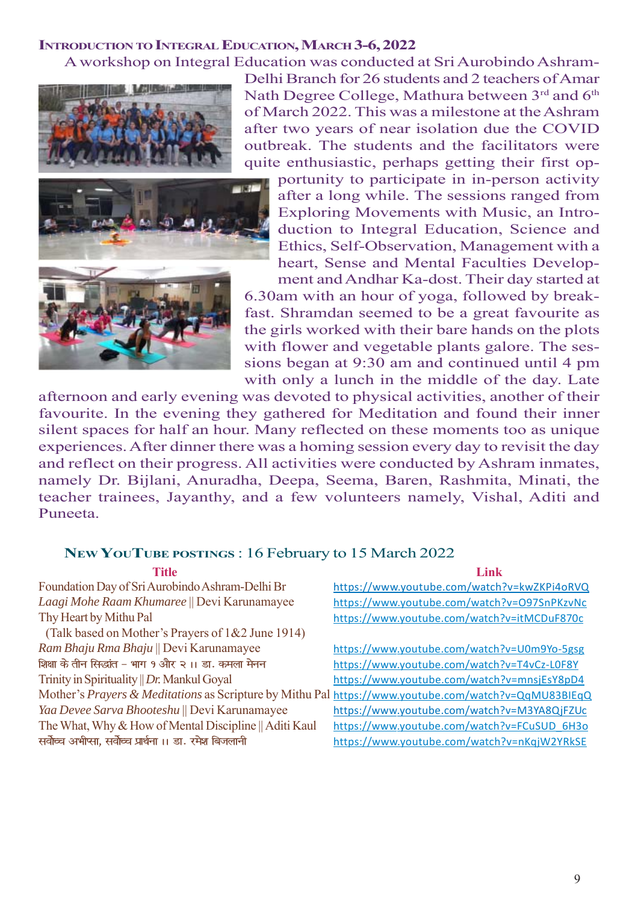## Introduction to Integral Education, March 3-6, 2022

A workshop on Integral Education was conducted at Sri Aurobindo Ashram-Delhi Branch for 26 students and 2 teachers of Amar Nath Degree College, Mathura between 3rd and 6th of March 2022. This was a milestone at the Ashram after two years of near isolation due the COVID outbreak. The students and the facilitators were quite enthusiastic, perhaps getting their first opportunity to participate in in-person activity after a long while. The sessions ranged from Exploring Movements with Music, an Introduction to Integral Education, Science and Ethics, Self-Observation, Management with a heart, Sense and Mental Faculties Development and Andhar Ka-dost. Their day started at 6.30am with an hour of yoga, followed by breakfast. Shramdan seemed to be a great favourite as the girls worked with their bare hands on the plots with flower and vegetable plants galore. The sessions began at 9:30 am and continued until 4 pm with only a lunch in the middle of the day. Late afternoon and early evening was devoted to physical activities, another of their favourite. In the evening they gathered for Meditation and found their inner silent spaces for half an hour. Many reflected on these moments too as unique experiences. After dinner there was a homing session every day to revisit the day and reflect on their progress. All activities were conducted by Ashram inmates, namely Dr. Bijlani, Anuradha, Deepa, Seema, Baren, Rashmita, Minati, the teacher trainees, Jayanthy, and a few volunteers namely, Vishal, Aditi and Puneeta.

## New YouTube postings : 16 February to 15 March 2022

| Title | Link |
|---|---|
| Foundation Day of Sri Aurobindo Ashram-Delhi Br | https://www.youtube.com/watch?v=kwZKPi4oRVQ |
| *Laagi Mohe Raam Khumaree* \|\| Devi Karunamayee | https://www.youtube.com/watch?v=O97SnPKzvNc |
| Thy Heart by Mithu Pal (Talk based on Mother's Prayers of 1&2 June 1914) | https://www.youtube.com/watch?v=itMCDuF870c |
| *Ram Bhaju Rma Bhaju* \|\| Devi Karunamayee | https://www.youtube.com/watch?v=U0m9Yo-5gsg |
| शिक्षा के तीन सिद्धांत – भाग १ और २ ।। डा. कमला मेनन | https://www.youtube.com/watch?v=T4vCz-L0F8Y |
| Trinity in Spirituality \|\| *Dr.* Mankul Goyal | https://www.youtube.com/watch?v=mnsjEsY8pD4 |
| Mother's *Prayers & Meditations* as Scripture by Mithu Pal | https://www.youtube.com/watch?v=QqMU83BIEqQ |
| *Yaa Devee Sarva Bhooteshu* \|\| Devi Karunamayee | https://www.youtube.com/watch?v=M3YA8QjFZUc |
| The What, Why & How of Mental Discipline \|\| Aditi Kaul | https://www.youtube.com/watch?v=FCuSUD_6H3o |
| सर्वोच्च अभीप्सा, सर्वोच्च प्रार्थना ।। डा. रमेश बिजलानी | https://www.youtube.com/watch?v=nKqjW2YRkSE |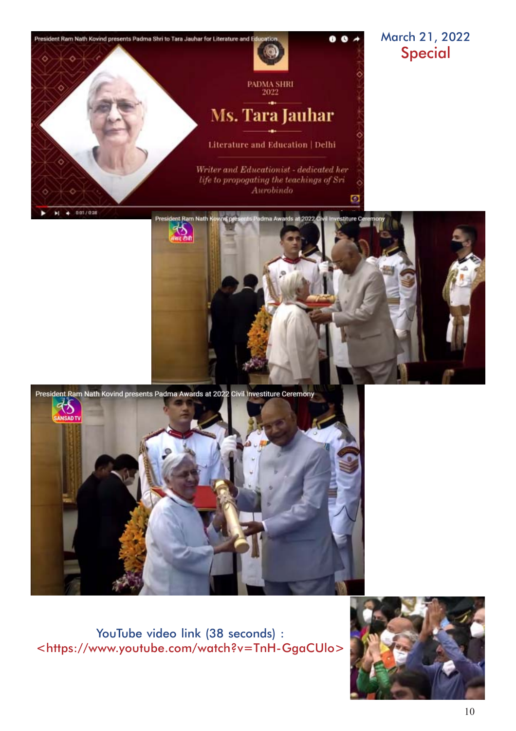March 21, 2022
Special

YouTube video link (38 seconds) :
<https://www.youtube.com/watch?v=TnH-GgaCUlo>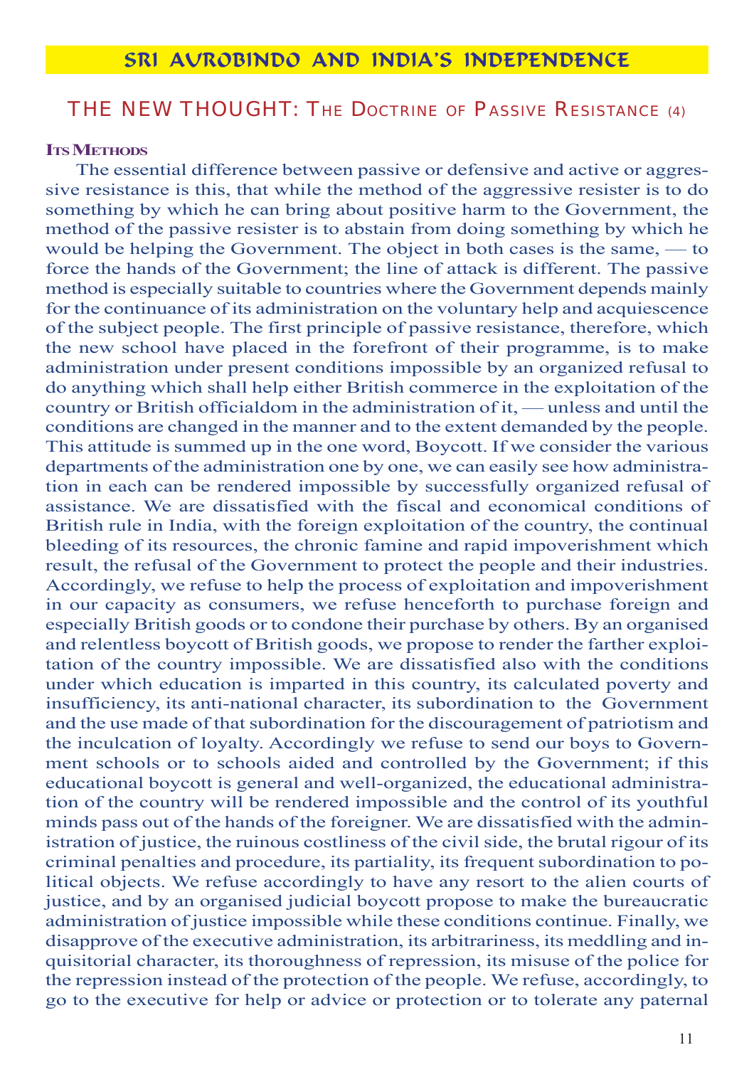## SRI AUROBINDO AND INDIA'S INDEPENDENCE

## THE NEW THOUGHT: The Doctrine of Passive Resistance (4)

**Its Methods**

The essential difference between passive or defensive and active or aggressive resistance is this, that while the method of the aggressive resister is to do something by which he can bring about positive harm to the Government, the method of the passive resister is to abstain from doing something by which he would be helping the Government. The object in both cases is the same, — to force the hands of the Government; the line of attack is different. The passive method is especially suitable to countries where the Government depends mainly for the continuance of its administration on the voluntary help and acquiescence of the subject people. The first principle of passive resistance, therefore, which the new school have placed in the forefront of their programme, is to make administration under present conditions impossible by an organized refusal to do anything which shall help either British commerce in the exploitation of the country or British officialdom in the administration of it, — unless and until the conditions are changed in the manner and to the extent demanded by the people. This attitude is summed up in the one word, Boycott. If we consider the various departments of the administration one by one, we can easily see how administration in each can be rendered impossible by successfully organized refusal of assistance. We are dissatisfied with the fiscal and economical conditions of British rule in India, with the foreign exploitation of the country, the continual bleeding of its resources, the chronic famine and rapid impoverishment which result, the refusal of the Government to protect the people and their industries. Accordingly, we refuse to help the process of exploitation and impoverishment in our capacity as consumers, we refuse henceforth to purchase foreign and especially British goods or to condone their purchase by others. By an organised and relentless boycott of British goods, we propose to render the farther exploitation of the country impossible. We are dissatisfied also with the conditions under which education is imparted in this country, its calculated poverty and insufficiency, its anti-national character, its subordination to the Government and the use made of that subordination for the discouragement of patriotism and the inculcation of loyalty. Accordingly we refuse to send our boys to Government schools or to schools aided and controlled by the Government; if this educational boycott is general and well-organized, the educational administration of the country will be rendered impossible and the control of its youthful minds pass out of the hands of the foreigner. We are dissatisfied with the administration of justice, the ruinous costliness of the civil side, the brutal rigour of its criminal penalties and procedure, its partiality, its frequent subordination to political objects. We refuse accordingly to have any resort to the alien courts of justice, and by an organised judicial boycott propose to make the bureaucratic administration of justice impossible while these conditions continue. Finally, we disapprove of the executive administration, its arbitrariness, its meddling and inquisitorial character, its thoroughness of repression, its misuse of the police for the repression instead of the protection of the people. We refuse, accordingly, to go to the executive for help or advice or protection or to tolerate any paternal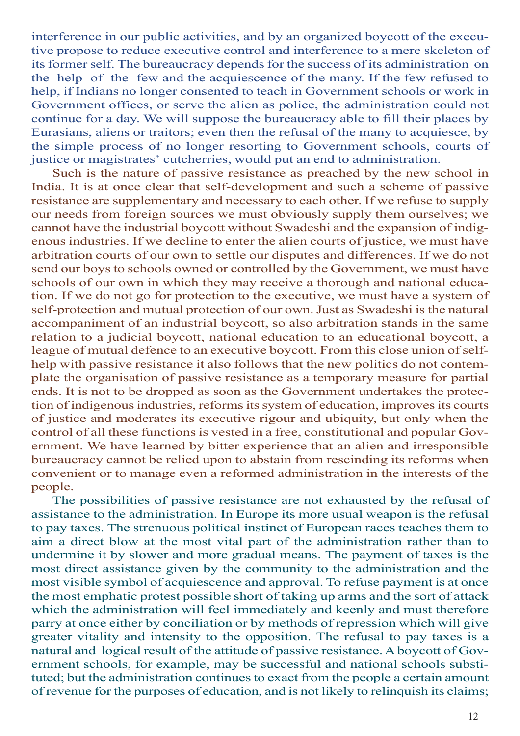interference in our public activities, and by an organized boycott of the executive propose to reduce executive control and interference to a mere skeleton of its former self. The bureaucracy depends for the success of its administration on the help of the few and the acquiescence of the many. If the few refused to help, if Indians no longer consented to teach in Government schools or work in Government offices, or serve the alien as police, the administration could not continue for a day. We will suppose the bureaucracy able to fill their places by Eurasians, aliens or traitors; even then the refusal of the many to acquiesce, by the simple process of no longer resorting to Government schools, courts of justice or magistrates' cutcherries, would put an end to administration.

Such is the nature of passive resistance as preached by the new school in India. It is at once clear that self-development and such a scheme of passive resistance are supplementary and necessary to each other. If we refuse to supply our needs from foreign sources we must obviously supply them ourselves; we cannot have the industrial boycott without Swadeshi and the expansion of indigenous industries. If we decline to enter the alien courts of justice, we must have arbitration courts of our own to settle our disputes and differences. If we do not send our boys to schools owned or controlled by the Government, we must have schools of our own in which they may receive a thorough and national education. If we do not go for protection to the executive, we must have a system of self-protection and mutual protection of our own. Just as Swadeshi is the natural accompaniment of an industrial boycott, so also arbitration stands in the same relation to a judicial boycott, national education to an educational boycott, a league of mutual defence to an executive boycott. From this close union of self-help with passive resistance it also follows that the new politics do not contemplate the organisation of passive resistance as a temporary measure for partial ends. It is not to be dropped as soon as the Government undertakes the protection of indigenous industries, reforms its system of education, improves its courts of justice and moderates its executive rigour and ubiquity, but only when the control of all these functions is vested in a free, constitutional and popular Government. We have learned by bitter experience that an alien and irresponsible bureaucracy cannot be relied upon to abstain from rescinding its reforms when convenient or to manage even a reformed administration in the interests of the people.

The possibilities of passive resistance are not exhausted by the refusal of assistance to the administration. In Europe its more usual weapon is the refusal to pay taxes. The strenuous political instinct of European races teaches them to aim a direct blow at the most vital part of the administration rather than to undermine it by slower and more gradual means. The payment of taxes is the most direct assistance given by the community to the administration and the most visible symbol of acquiescence and approval. To refuse payment is at once the most emphatic protest possible short of taking up arms and the sort of attack which the administration will feel immediately and keenly and must therefore parry at once either by conciliation or by methods of repression which will give greater vitality and intensity to the opposition. The refusal to pay taxes is a natural and logical result of the attitude of passive resistance. A boycott of Government schools, for example, may be successful and national schools substituted; but the administration continues to exact from the people a certain amount of revenue for the purposes of education, and is not likely to relinquish its claims;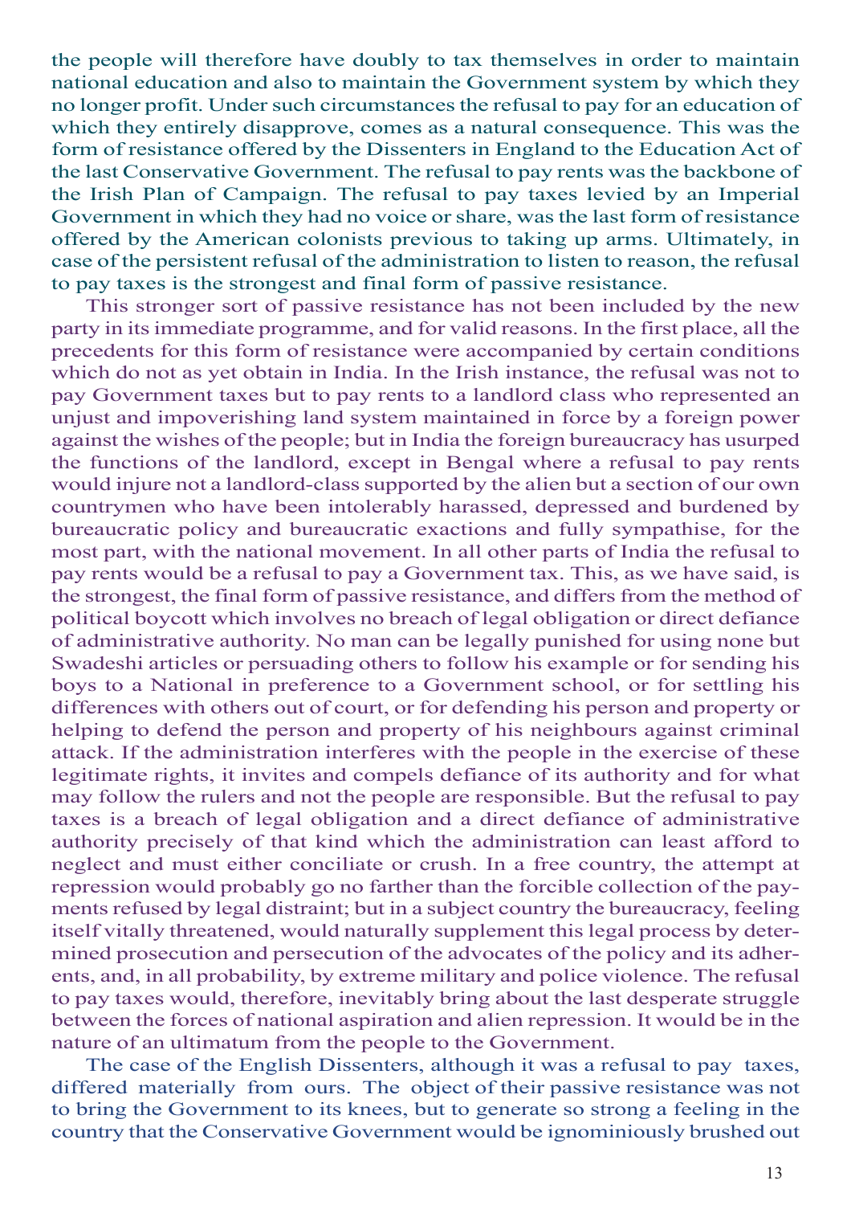the people will therefore have doubly to tax themselves in order to maintain national education and also to maintain the Government system by which they no longer profit. Under such circumstances the refusal to pay for an education of which they entirely disapprove, comes as a natural consequence. This was the form of resistance offered by the Dissenters in England to the Education Act of the last Conservative Government. The refusal to pay rents was the backbone of the Irish Plan of Campaign. The refusal to pay taxes levied by an Imperial Government in which they had no voice or share, was the last form of resistance offered by the American colonists previous to taking up arms. Ultimately, in case of the persistent refusal of the administration to listen to reason, the refusal to pay taxes is the strongest and final form of passive resistance.

This stronger sort of passive resistance has not been included by the new party in its immediate programme, and for valid reasons. In the first place, all the precedents for this form of resistance were accompanied by certain conditions which do not as yet obtain in India. In the Irish instance, the refusal was not to pay Government taxes but to pay rents to a landlord class who represented an unjust and impoverishing land system maintained in force by a foreign power against the wishes of the people; but in India the foreign bureaucracy has usurped the functions of the landlord, except in Bengal where a refusal to pay rents would injure not a landlord-class supported by the alien but a section of our own countrymen who have been intolerably harassed, depressed and burdened by bureaucratic policy and bureaucratic exactions and fully sympathise, for the most part, with the national movement. In all other parts of India the refusal to pay rents would be a refusal to pay a Government tax. This, as we have said, is the strongest, the final form of passive resistance, and differs from the method of political boycott which involves no breach of legal obligation or direct defiance of administrative authority. No man can be legally punished for using none but Swadeshi articles or persuading others to follow his example or for sending his boys to a National in preference to a Government school, or for settling his differences with others out of court, or for defending his person and property or helping to defend the person and property of his neighbours against criminal attack. If the administration interferes with the people in the exercise of these legitimate rights, it invites and compels defiance of its authority and for what may follow the rulers and not the people are responsible. But the refusal to pay taxes is a breach of legal obligation and a direct defiance of administrative authority precisely of that kind which the administration can least afford to neglect and must either conciliate or crush. In a free country, the attempt at repression would probably go no farther than the forcible collection of the payments refused by legal distraint; but in a subject country the bureaucracy, feeling itself vitally threatened, would naturally supplement this legal process by determined prosecution and persecution of the advocates of the policy and its adherents, and, in all probability, by extreme military and police violence. The refusal to pay taxes would, therefore, inevitably bring about the last desperate struggle between the forces of national aspiration and alien repression. It would be in the nature of an ultimatum from the people to the Government.

The case of the English Dissenters, although it was a refusal to pay taxes, differed materially from ours. The object of their passive resistance was not to bring the Government to its knees, but to generate so strong a feeling in the country that the Conservative Government would be ignominiously brushed out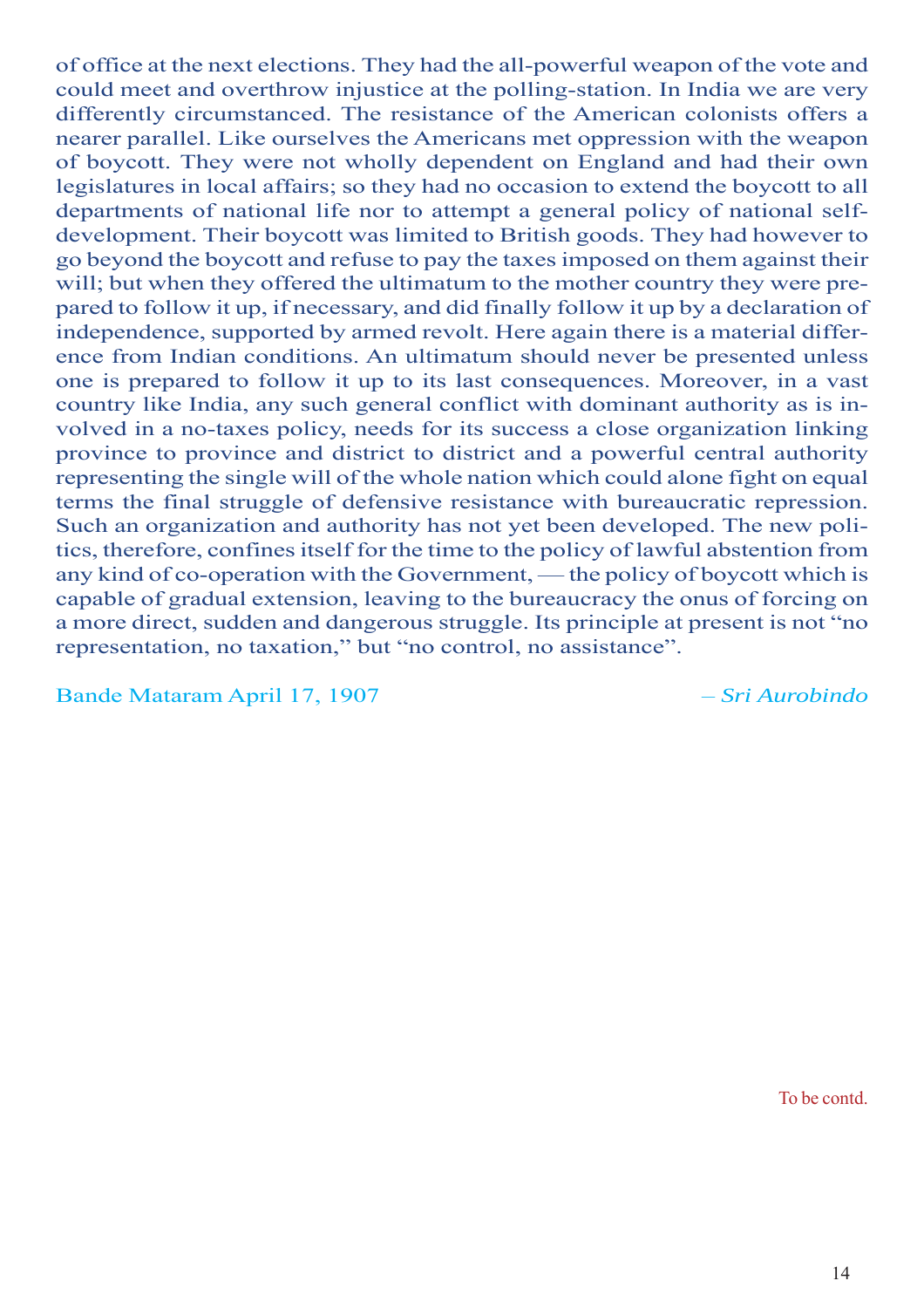of office at the next elections. They had the all-powerful weapon of the vote and could meet and overthrow injustice at the polling-station. In India we are very differently circumstanced. The resistance of the American colonists offers a nearer parallel. Like ourselves the Americans met oppression with the weapon of boycott. They were not wholly dependent on England and had their own legislatures in local affairs; so they had no occasion to extend the boycott to all departments of national life nor to attempt a general policy of national self-development. Their boycott was limited to British goods. They had however to go beyond the boycott and refuse to pay the taxes imposed on them against their will; but when they offered the ultimatum to the mother country they were prepared to follow it up, if necessary, and did finally follow it up by a declaration of independence, supported by armed revolt. Here again there is a material difference from Indian conditions. An ultimatum should never be presented unless one is prepared to follow it up to its last consequences. Moreover, in a vast country like India, any such general conflict with dominant authority as is involved in a no-taxes policy, needs for its success a close organization linking province to province and district to district and a powerful central authority representing the single will of the whole nation which could alone fight on equal terms the final struggle of defensive resistance with bureaucratic repression. Such an organization and authority has not yet been developed. The new politics, therefore, confines itself for the time to the policy of lawful abstention from any kind of co-operation with the Government, — the policy of boycott which is capable of gradual extension, leaving to the bureaucracy the onus of forcing on a more direct, sudden and dangerous struggle. Its principle at present is not "no representation, no taxation," but "no control, no assistance".

Bande Mataram April 17, 1907 – *Sri Aurobindo*

To be contd.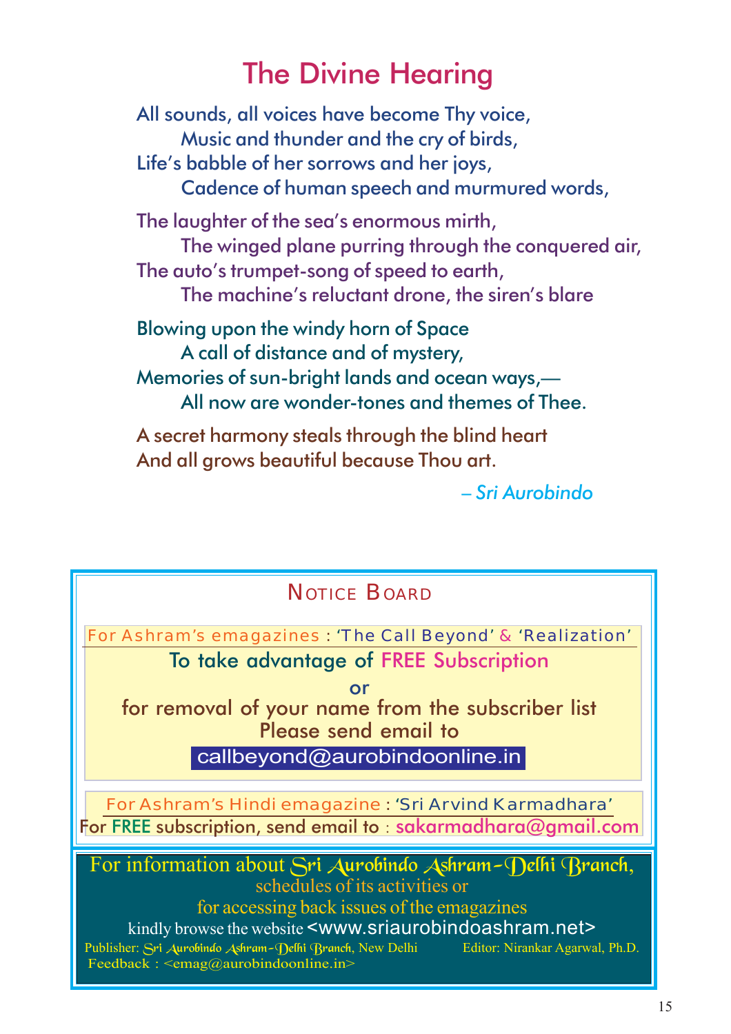# The Divine Hearing

All sounds, all voices have become Thy voice,
Music and thunder and the cry of birds,
Life's babble of her sorrows and her joys,
Cadence of human speech and murmured words,

The laughter of the sea's enormous mirth,
The winged plane purring through the conquered air,
The auto's trumpet-song of speed to earth,
The machine's reluctant drone, the siren's blare

Blowing upon the windy horn of Space
A call of distance and of mystery,
Memories of sun-bright lands and ocean ways,—
All now are wonder-tones and themes of Thee.

A secret harmony steals through the blind heart
And all grows beautiful because Thou art.

*– Sri Aurobindo*

## NOTICE BOARD

For Ashram's emagazines : 'The Call Beyond' & 'Realization'

To take advantage of FREE Subscription
or
for removal of your name from the subscriber list
Please send email to
callbeyond@aurobindoonline.in

For Ashram's Hindi emagazine : 'Sri Arvind Karmadhara'

For FREE subscription, send email to : sakarmadhara@gmail.com

For information about Sri Aurobindo Ashram-Delhi Branch,
schedules of its activities or
for accessing back issues of the emagazines
kindly browse the website <www.sriaurobindoashram.net>

Publisher: Sri Aurobindo Ashram-Delhi Branch, New Delhi    Editor: Nirankar Agarwal, Ph.D.

Feedback : <emag@aurobindoonline.in>